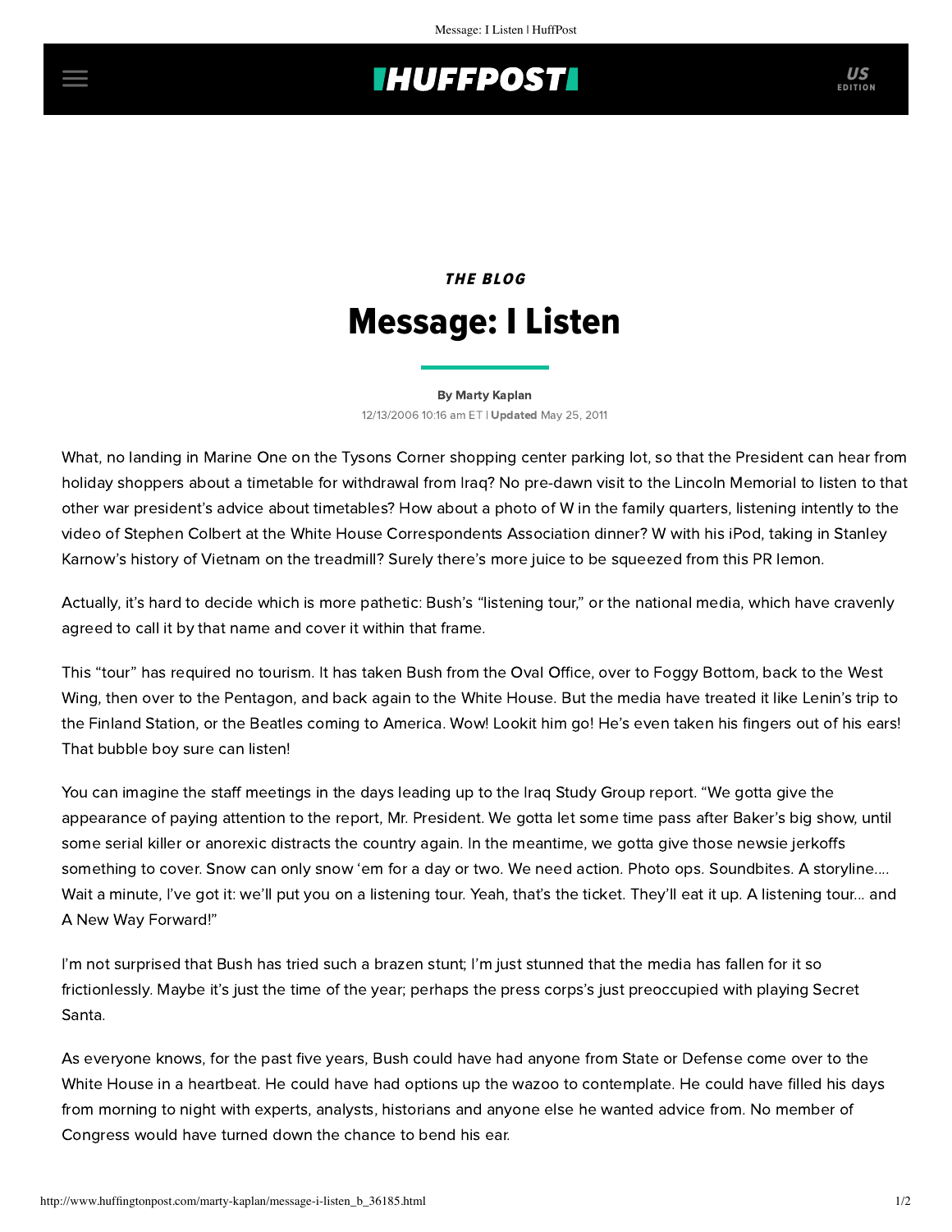*THE BLOG*

# Message: I Listen

By Marty Kaplan

12/13/2006 10:16 am ET | **Updated** May 25, 2011

What, no landing in Marine One on the Tysons Corner shopping center parking lot, so that the President can hear from holiday shoppers about a timetable for withdrawal from Iraq? No pre-dawn visit to the Lincoln Memorial to listen to that other war president's advice about timetables? How about a photo of W in the family quarters, listening intently to the video of Stephen Colbert at the White House Correspondents Association dinner? W with his iPod, taking in Stanley Karnow's history of Vietnam on the treadmill? Surely there's more juice to be squeezed from this PR lemon.

Actually, it's hard to decide which is more pathetic: Bush's "listening tour," or the national media, which have cravenly agreed to call it by that name and cover it within that frame.

This "tour" has required no tourism. It has taken Bush from the Oval Office, over to Foggy Bottom, back to the West Wing, then over to the Pentagon, and back again to the White House. But the media have treated it like Lenin's trip to the Finland Station, or the Beatles coming to America. Wow! Lookit him go! He's even taken his fingers out of his ears! That bubble boy sure can listen!

You can imagine the staff meetings in the days leading up to the Iraq Study Group report. "We gotta give the appearance of paying attention to the report, Mr. President. We gotta let some time pass after Baker's big show, until some serial killer or anorexic distracts the country again. In the meantime, we gotta give those newsie jerkoffs something to cover. Snow can only snow 'em for a day or two. We need action. Photo ops. Soundbites. A storyline.... Wait a minute, I've got it: we'll put you on a listening tour. Yeah, that's the ticket. They'll eat it up. A listening tour... and A New Way Forward!"

I'm not surprised that Bush has tried such a brazen stunt; I'm just stunned that the media has fallen for it so frictionlessly. Maybe it's just the time of the year; perhaps the press corps's just preoccupied with playing Secret Santa.

As everyone knows, for the past five years, Bush could have had anyone from State or Defense come over to the White House in a heartbeat. He could have had options up the wazoo to contemplate. He could have filled his days from morning to night with experts, analysts, historians and anyone else he wanted advice from. No member of Congress would have turned down the chance to bend his ear.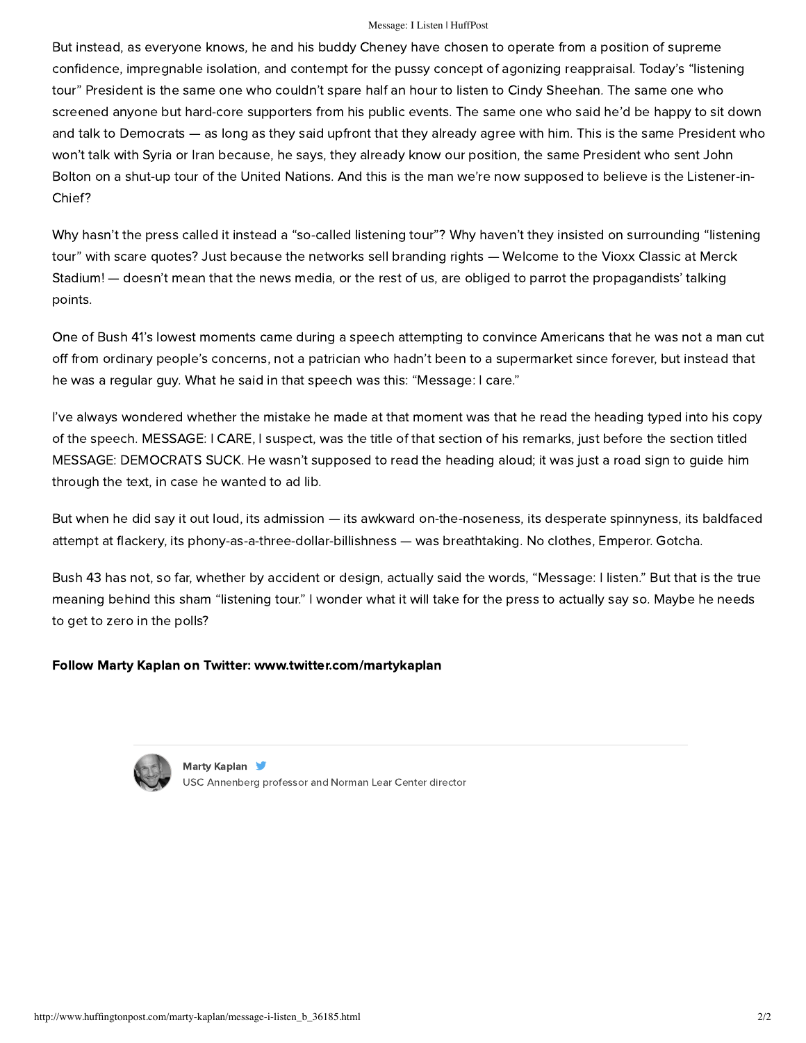But instead, as everyone knows, he and his buddy Cheney have chosen to operate from a position of supreme confidence, impregnable isolation, and contempt for the pussy concept of agonizing reappraisal. Today's "listening tour" President is the same one who couldn't spare half an hour to listen to Cindy Sheehan. The same one who screened anyone but hard-core supporters from his public events. The same one who said he'd be happy to sit down and talk to Democrats — as long as they said upfront that they already agree with him. This is the same President who won't talk with Syria or Iran because, he says, they already know our position, the same President who sent John Bolton on a shut-up tour of the United Nations. And this is the man we're now supposed to believe is the Listener-in-Chief?

Why hasn't the press called it instead a "so-called listening tour"? Why haven't they insisted on surrounding "listening tour" with scare quotes? Just because the networks sell branding rights — Welcome to the Vioxx Classic at Merck Stadium! — doesn't mean that the news media, or the rest of us, are obliged to parrot the propagandists' talking points.

One of Bush 41's lowest moments came during a speech attempting to convince Americans that he was not a man cut off from ordinary people's concerns, not a patrician who hadn't been to a supermarket since forever, but instead that he was a regular guy. What he said in that speech was this: "Message: I care."

I've always wondered whether the mistake he made at that moment was that he read the heading typed into his copy of the speech. MESSAGE: I CARE, I suspect, was the title of that section of his remarks, just before the section titled MESSAGE: DEMOCRATS SUCK. He wasn't supposed to read the heading aloud; it was just a road sign to guide him through the text, in case he wanted to ad lib.

But when he did say it out loud, its admission — its awkward on-the-noseness, its desperate spinnyness, its baldfaced attempt at flackery, its phony-as-a-three-dollar-billishness — was breathtaking. No clothes, Emperor. Gotcha.

Bush 43 has not, so far, whether by accident or design, actually said the words, "Message: I listen." But that is the true meaning behind this sham "listening tour." I wonder what it will take for the press to actually say so. Maybe he needs to get to zero in the polls?

**Follow Marty Kaplan on Twitter: www.twitter.com/martykaplan**

**Marty Kaplan**
USC Annenberg professor and Norman Lear Center director